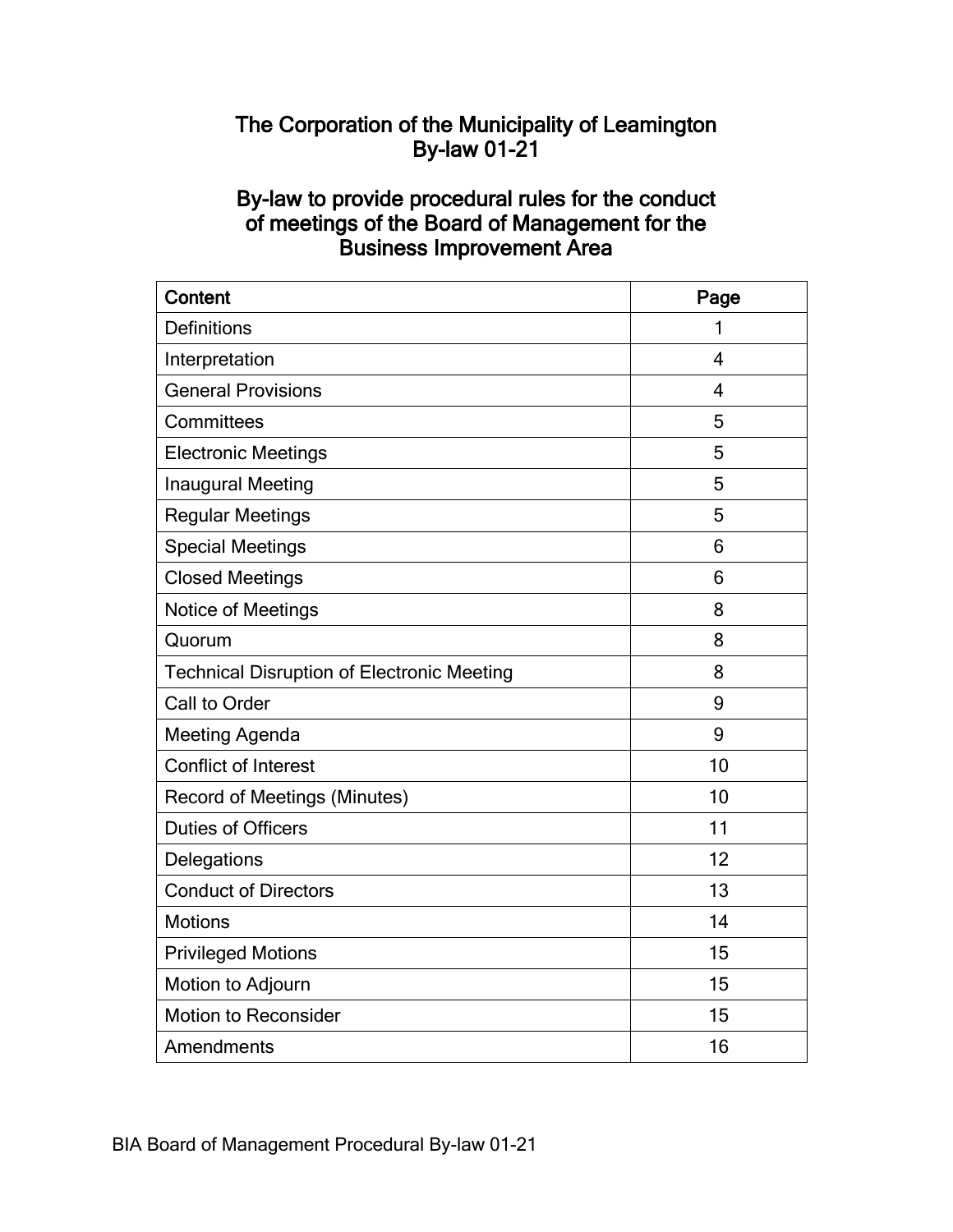# The Corporation of the Municipality of Leamington
# By-law 01-21

## By-law to provide procedural rules for the conduct of meetings of the Board of Management for the Business Improvement Area

| Content | Page |
|---|---|
| Definitions | 1 |
| Interpretation | 4 |
| General Provisions | 4 |
| Committees | 5 |
| Electronic Meetings | 5 |
| Inaugural Meeting | 5 |
| Regular Meetings | 5 |
| Special Meetings | 6 |
| Closed Meetings | 6 |
| Notice of Meetings | 8 |
| Quorum | 8 |
| Technical Disruption of Electronic Meeting | 8 |
| Call to Order | 9 |
| Meeting Agenda | 9 |
| Conflict of Interest | 10 |
| Record of Meetings (Minutes) | 10 |
| Duties of Officers | 11 |
| Delegations | 12 |
| Conduct of Directors | 13 |
| Motions | 14 |
| Privileged Motions | 15 |
| Motion to Adjourn | 15 |
| Motion to Reconsider | 15 |
| Amendments | 16 |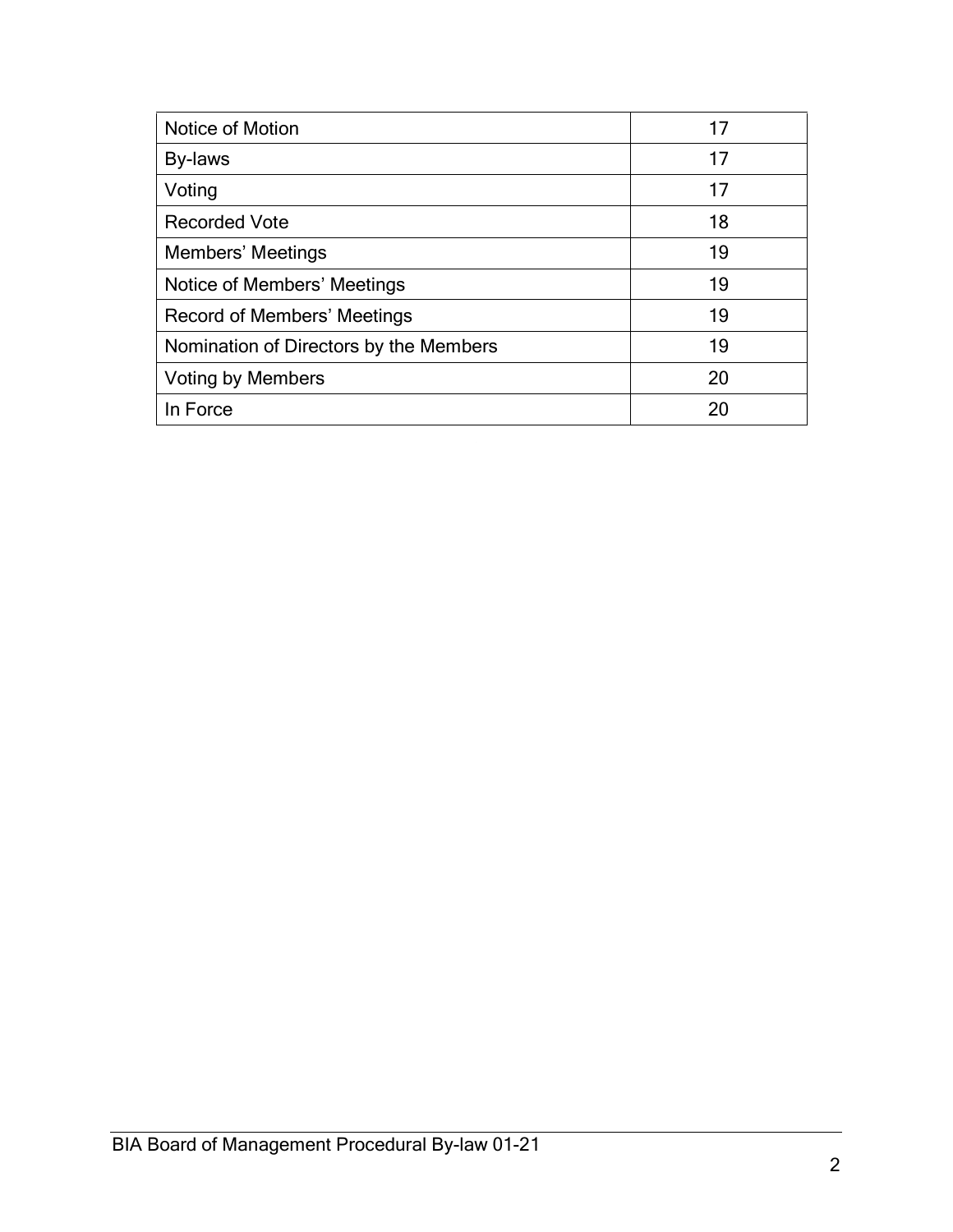| Notice of Motion | 17 |
|---|---|
| By-laws | 17 |
| Voting | 17 |
| Recorded Vote | 18 |
| Members’ Meetings | 19 |
| Notice of Members’ Meetings | 19 |
| Record of Members’ Meetings | 19 |
| Nomination of Directors by the Members | 19 |
| Voting by Members | 20 |
| In Force | 20 |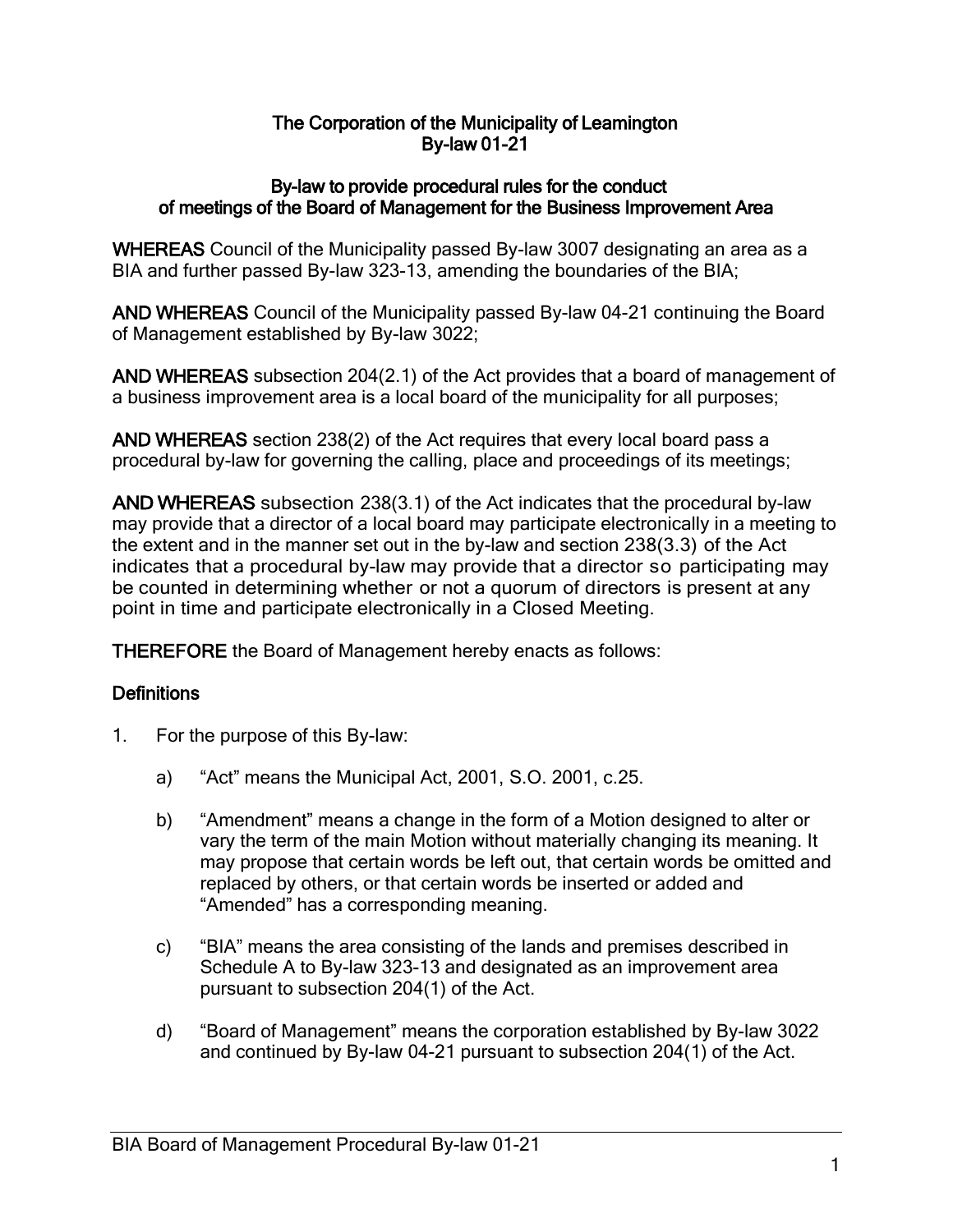# The Corporation of the Municipality of Leamington
# By-law 01-21

## By-law to provide procedural rules for the conduct of meetings of the Board of Management for the Business Improvement Area

**WHEREAS** Council of the Municipality passed By-law 3007 designating an area as a BIA and further passed By-law 323-13, amending the boundaries of the BIA;

**AND WHEREAS** Council of the Municipality passed By-law 04-21 continuing the Board of Management established by By-law 3022;

**AND WHEREAS** subsection 204(2.1) of the Act provides that a board of management of a business improvement area is a local board of the municipality for all purposes;

**AND WHEREAS** section 238(2) of the Act requires that every local board pass a procedural by-law for governing the calling, place and proceedings of its meetings;

**AND WHEREAS** subsection 238(3.1) of the Act indicates that the procedural by-law may provide that a director of a local board may participate electronically in a meeting to the extent and in the manner set out in the by-law and section 238(3.3) of the Act indicates that a procedural by-law may provide that a director so participating may be counted in determining whether or not a quorum of directors is present at any point in time and participate electronically in a Closed Meeting.

**THEREFORE** the Board of Management hereby enacts as follows:

## Definitions

1. For the purpose of this By-law:

   a) "Act" means the Municipal Act, 2001, S.O. 2001, c.25.

   b) "Amendment" means a change in the form of a Motion designed to alter or vary the term of the main Motion without materially changing its meaning. It may propose that certain words be left out, that certain words be omitted and replaced by others, or that certain words be inserted or added and "Amended" has a corresponding meaning.

   c) "BIA" means the area consisting of the lands and premises described in Schedule A to By-law 323-13 and designated as an improvement area pursuant to subsection 204(1) of the Act.

   d) "Board of Management" means the corporation established by By-law 3022 and continued by By-law 04-21 pursuant to subsection 204(1) of the Act.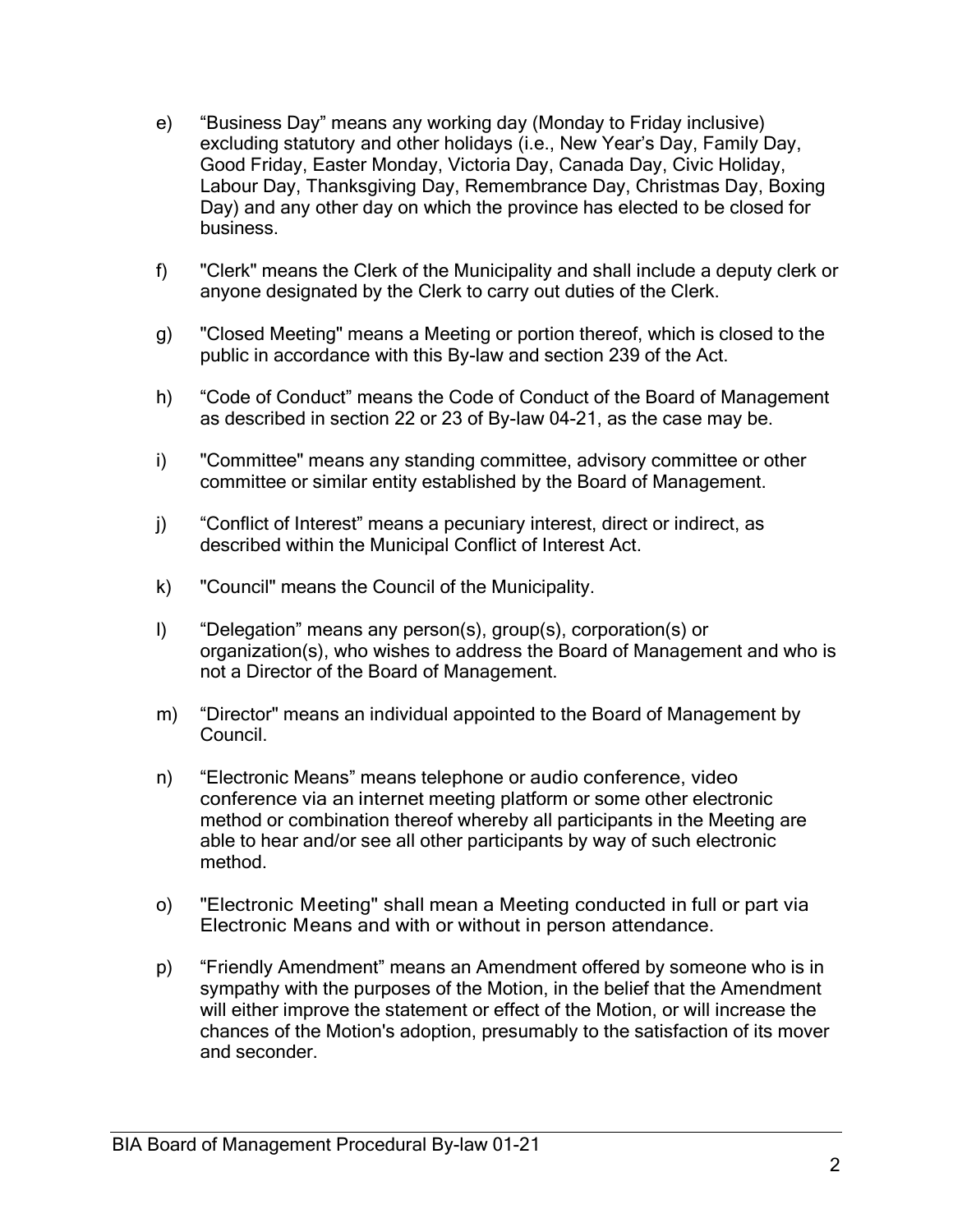e) “Business Day” means any working day (Monday to Friday inclusive) excluding statutory and other holidays (i.e., New Year’s Day, Family Day, Good Friday, Easter Monday, Victoria Day, Canada Day, Civic Holiday, Labour Day, Thanksgiving Day, Remembrance Day, Christmas Day, Boxing Day) and any other day on which the province has elected to be closed for business.

f) "Clerk" means the Clerk of the Municipality and shall include a deputy clerk or anyone designated by the Clerk to carry out duties of the Clerk.

g) "Closed Meeting" means a Meeting or portion thereof, which is closed to the public in accordance with this By-law and section 239 of the Act.

h) “Code of Conduct” means the Code of Conduct of the Board of Management as described in section 22 or 23 of By-law 04-21, as the case may be.

i) "Committee" means any standing committee, advisory committee or other committee or similar entity established by the Board of Management.

j) “Conflict of Interest” means a pecuniary interest, direct or indirect, as described within the Municipal Conflict of Interest Act.

k) "Council" means the Council of the Municipality.

l) “Delegation” means any person(s), group(s), corporation(s) or organization(s), who wishes to address the Board of Management and who is not a Director of the Board of Management.

m) “Director" means an individual appointed to the Board of Management by Council.

n) “Electronic Means” means telephone or audio conference, video conference via an internet meeting platform or some other electronic method or combination thereof whereby all participants in the Meeting are able to hear and/or see all other participants by way of such electronic method.

o) "Electronic Meeting" shall mean a Meeting conducted in full or part via Electronic Means and with or without in person attendance.

p) “Friendly Amendment” means an Amendment offered by someone who is in sympathy with the purposes of the Motion, in the belief that the Amendment will either improve the statement or effect of the Motion, or will increase the chances of the Motion's adoption, presumably to the satisfaction of its mover and seconder.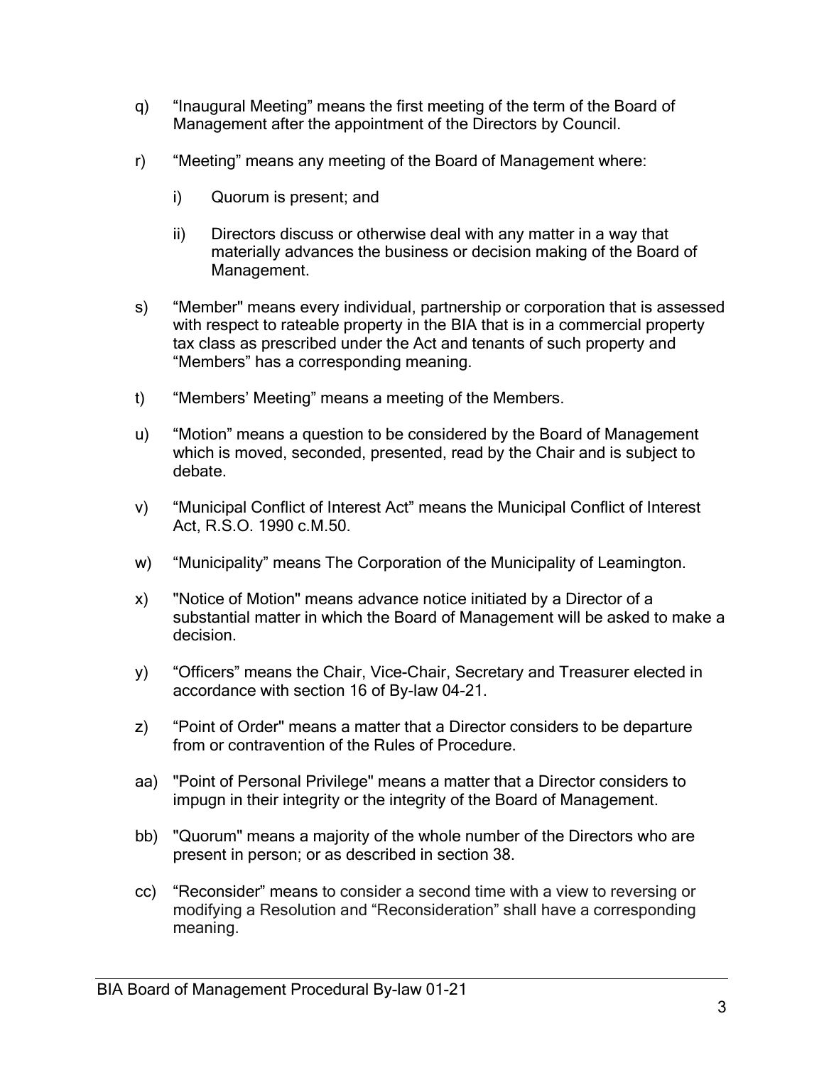q) "Inaugural Meeting" means the first meeting of the term of the Board of Management after the appointment of the Directors by Council.

r) "Meeting" means any meeting of the Board of Management where:

   i) Quorum is present; and

   ii) Directors discuss or otherwise deal with any matter in a way that materially advances the business or decision making of the Board of Management.

s) "Member" means every individual, partnership or corporation that is assessed with respect to rateable property in the BIA that is in a commercial property tax class as prescribed under the Act and tenants of such property and "Members" has a corresponding meaning.

t) "Members' Meeting" means a meeting of the Members.

u) "Motion" means a question to be considered by the Board of Management which is moved, seconded, presented, read by the Chair and is subject to debate.

v) "Municipal Conflict of Interest Act" means the Municipal Conflict of Interest Act, R.S.O. 1990 c.M.50.

w) "Municipality" means The Corporation of the Municipality of Leamington.

x) "Notice of Motion" means advance notice initiated by a Director of a substantial matter in which the Board of Management will be asked to make a decision.

y) "Officers" means the Chair, Vice-Chair, Secretary and Treasurer elected in accordance with section 16 of By-law 04-21.

z) "Point of Order" means a matter that a Director considers to be departure from or contravention of the Rules of Procedure.

aa) "Point of Personal Privilege" means a matter that a Director considers to impugn in their integrity or the integrity of the Board of Management.

bb) "Quorum" means a majority of the whole number of the Directors who are present in person; or as described in section 38.

cc) "Reconsider" means to consider a second time with a view to reversing or modifying a Resolution and "Reconsideration" shall have a corresponding meaning.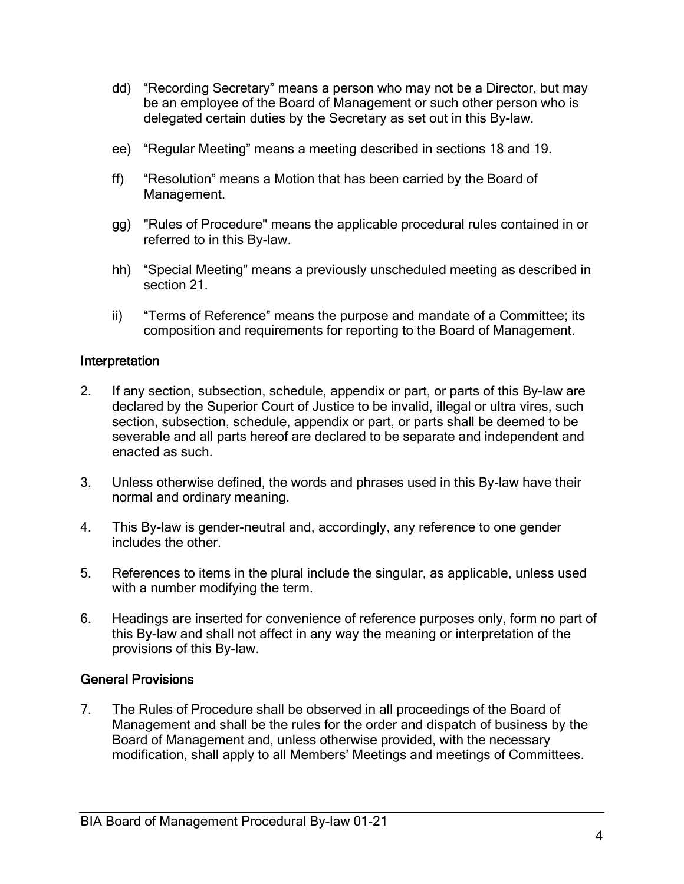dd) “Recording Secretary” means a person who may not be a Director, but may be an employee of the Board of Management or such other person who is delegated certain duties by the Secretary as set out in this By-law.

ee) “Regular Meeting” means a meeting described in sections 18 and 19.

ff) “Resolution” means a Motion that has been carried by the Board of Management.

gg) "Rules of Procedure" means the applicable procedural rules contained in or referred to in this By-law.

hh) “Special Meeting” means a previously unscheduled meeting as described in section 21.

ii) “Terms of Reference” means the purpose and mandate of a Committee; its composition and requirements for reporting to the Board of Management.

## Interpretation

2. If any section, subsection, schedule, appendix or part, or parts of this By-law are declared by the Superior Court of Justice to be invalid, illegal or ultra vires, such section, subsection, schedule, appendix or part, or parts shall be deemed to be severable and all parts hereof are declared to be separate and independent and enacted as such.

3. Unless otherwise defined, the words and phrases used in this By-law have their normal and ordinary meaning.

4. This By-law is gender-neutral and, accordingly, any reference to one gender includes the other.

5. References to items in the plural include the singular, as applicable, unless used with a number modifying the term.

6. Headings are inserted for convenience of reference purposes only, form no part of this By-law and shall not affect in any way the meaning or interpretation of the provisions of this By-law.

## General Provisions

7. The Rules of Procedure shall be observed in all proceedings of the Board of Management and shall be the rules for the order and dispatch of business by the Board of Management and, unless otherwise provided, with the necessary modification, shall apply to all Members’ Meetings and meetings of Committees.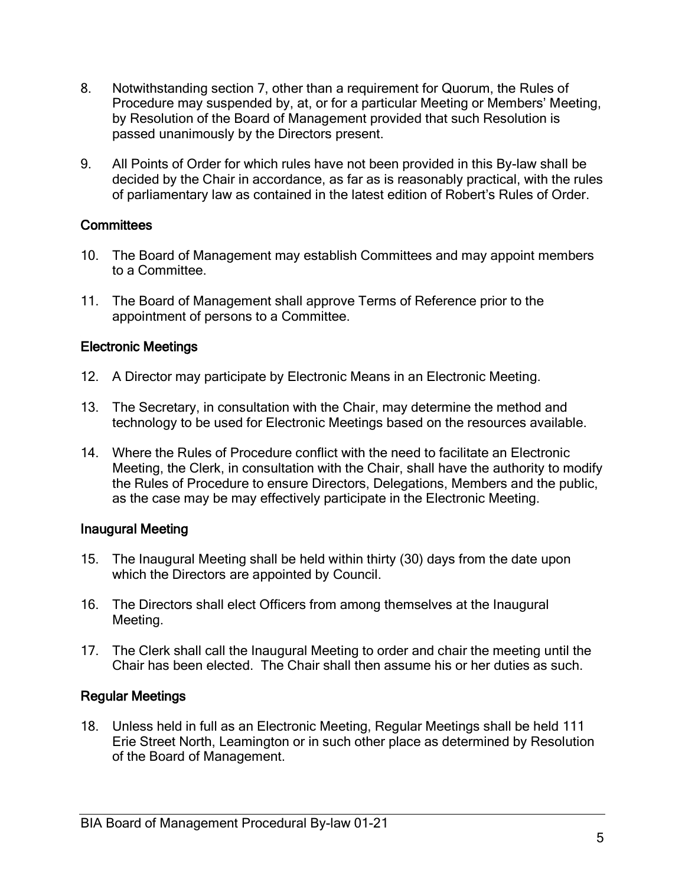8. Notwithstanding section 7, other than a requirement for Quorum, the Rules of Procedure may suspended by, at, or for a particular Meeting or Members' Meeting, by Resolution of the Board of Management provided that such Resolution is passed unanimously by the Directors present.

9. All Points of Order for which rules have not been provided in this By-law shall be decided by the Chair in accordance, as far as is reasonably practical, with the rules of parliamentary law as contained in the latest edition of Robert's Rules of Order.

## Committees

10. The Board of Management may establish Committees and may appoint members to a Committee.

11. The Board of Management shall approve Terms of Reference prior to the appointment of persons to a Committee.

## Electronic Meetings

12. A Director may participate by Electronic Means in an Electronic Meeting.

13. The Secretary, in consultation with the Chair, may determine the method and technology to be used for Electronic Meetings based on the resources available.

14. Where the Rules of Procedure conflict with the need to facilitate an Electronic Meeting, the Clerk, in consultation with the Chair, shall have the authority to modify the Rules of Procedure to ensure Directors, Delegations, Members and the public, as the case may be may effectively participate in the Electronic Meeting.

## Inaugural Meeting

15. The Inaugural Meeting shall be held within thirty (30) days from the date upon which the Directors are appointed by Council.

16. The Directors shall elect Officers from among themselves at the Inaugural Meeting.

17. The Clerk shall call the Inaugural Meeting to order and chair the meeting until the Chair has been elected. The Chair shall then assume his or her duties as such.

## Regular Meetings

18. Unless held in full as an Electronic Meeting, Regular Meetings shall be held 111 Erie Street North, Leamington or in such other place as determined by Resolution of the Board of Management.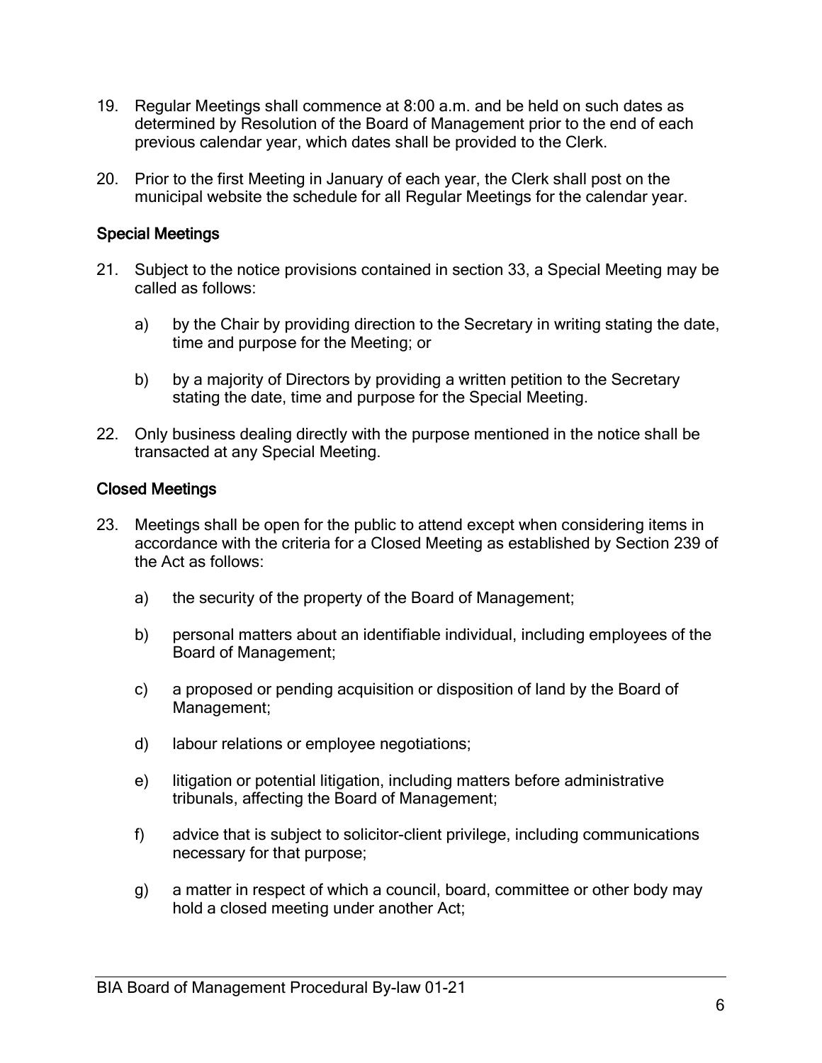19. Regular Meetings shall commence at 8:00 a.m. and be held on such dates as determined by Resolution of the Board of Management prior to the end of each previous calendar year, which dates shall be provided to the Clerk.

20. Prior to the first Meeting in January of each year, the Clerk shall post on the municipal website the schedule for all Regular Meetings for the calendar year.

### Special Meetings

21. Subject to the notice provisions contained in section 33, a Special Meeting may be called as follows:

    a) by the Chair by providing direction to the Secretary in writing stating the date, time and purpose for the Meeting; or

    b) by a majority of Directors by providing a written petition to the Secretary stating the date, time and purpose for the Special Meeting.

22. Only business dealing directly with the purpose mentioned in the notice shall be transacted at any Special Meeting.

### Closed Meetings

23. Meetings shall be open for the public to attend except when considering items in accordance with the criteria for a Closed Meeting as established by Section 239 of the Act as follows:

    a) the security of the property of the Board of Management;

    b) personal matters about an identifiable individual, including employees of the Board of Management;

    c) a proposed or pending acquisition or disposition of land by the Board of Management;

    d) labour relations or employee negotiations;

    e) litigation or potential litigation, including matters before administrative tribunals, affecting the Board of Management;

    f) advice that is subject to solicitor-client privilege, including communications necessary for that purpose;

    g) a matter in respect of which a council, board, committee or other body may hold a closed meeting under another Act;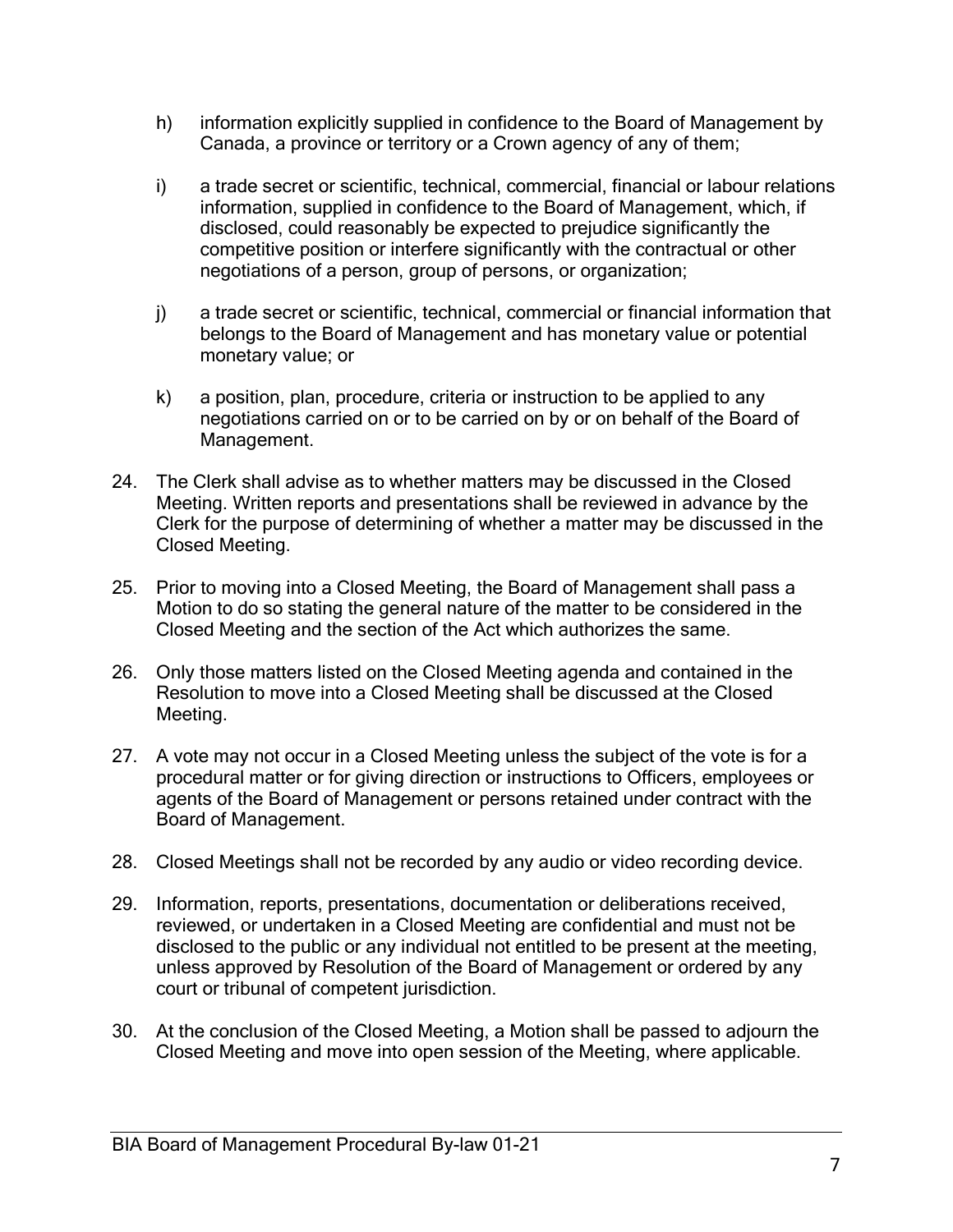h) information explicitly supplied in confidence to the Board of Management by Canada, a province or territory or a Crown agency of any of them;

i) a trade secret or scientific, technical, commercial, financial or labour relations information, supplied in confidence to the Board of Management, which, if disclosed, could reasonably be expected to prejudice significantly the competitive position or interfere significantly with the contractual or other negotiations of a person, group of persons, or organization;

j) a trade secret or scientific, technical, commercial or financial information that belongs to the Board of Management and has monetary value or potential monetary value; or

k) a position, plan, procedure, criteria or instruction to be applied to any negotiations carried on or to be carried on by or on behalf of the Board of Management.

24. The Clerk shall advise as to whether matters may be discussed in the Closed Meeting. Written reports and presentations shall be reviewed in advance by the Clerk for the purpose of determining of whether a matter may be discussed in the Closed Meeting.

25. Prior to moving into a Closed Meeting, the Board of Management shall pass a Motion to do so stating the general nature of the matter to be considered in the Closed Meeting and the section of the Act which authorizes the same.

26. Only those matters listed on the Closed Meeting agenda and contained in the Resolution to move into a Closed Meeting shall be discussed at the Closed Meeting.

27. A vote may not occur in a Closed Meeting unless the subject of the vote is for a procedural matter or for giving direction or instructions to Officers, employees or agents of the Board of Management or persons retained under contract with the Board of Management.

28. Closed Meetings shall not be recorded by any audio or video recording device.

29. Information, reports, presentations, documentation or deliberations received, reviewed, or undertaken in a Closed Meeting are confidential and must not be disclosed to the public or any individual not entitled to be present at the meeting, unless approved by Resolution of the Board of Management or ordered by any court or tribunal of competent jurisdiction.

30. At the conclusion of the Closed Meeting, a Motion shall be passed to adjourn the Closed Meeting and move into open session of the Meeting, where applicable.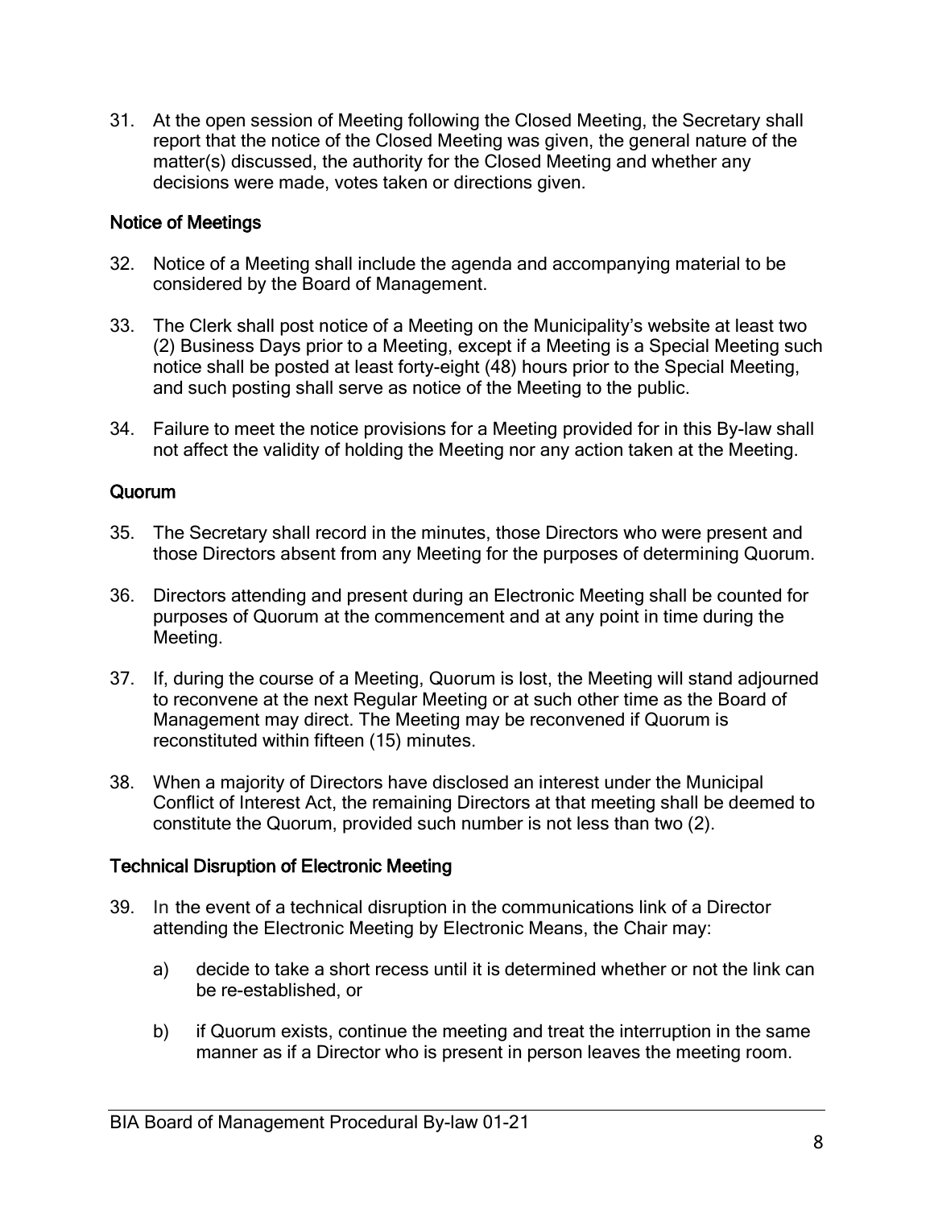31. At the open session of Meeting following the Closed Meeting, the Secretary shall report that the notice of the Closed Meeting was given, the general nature of the matter(s) discussed, the authority for the Closed Meeting and whether any decisions were made, votes taken or directions given.

## Notice of Meetings

32. Notice of a Meeting shall include the agenda and accompanying material to be considered by the Board of Management.

33. The Clerk shall post notice of a Meeting on the Municipality's website at least two (2) Business Days prior to a Meeting, except if a Meeting is a Special Meeting such notice shall be posted at least forty-eight (48) hours prior to the Special Meeting, and such posting shall serve as notice of the Meeting to the public.

34. Failure to meet the notice provisions for a Meeting provided for in this By-law shall not affect the validity of holding the Meeting nor any action taken at the Meeting.

## Quorum

35. The Secretary shall record in the minutes, those Directors who were present and those Directors absent from any Meeting for the purposes of determining Quorum.

36. Directors attending and present during an Electronic Meeting shall be counted for purposes of Quorum at the commencement and at any point in time during the Meeting.

37. If, during the course of a Meeting, Quorum is lost, the Meeting will stand adjourned to reconvene at the next Regular Meeting or at such other time as the Board of Management may direct. The Meeting may be reconvened if Quorum is reconstituted within fifteen (15) minutes.

38. When a majority of Directors have disclosed an interest under the Municipal Conflict of Interest Act, the remaining Directors at that meeting shall be deemed to constitute the Quorum, provided such number is not less than two (2).

## Technical Disruption of Electronic Meeting

39. In the event of a technical disruption in the communications link of a Director attending the Electronic Meeting by Electronic Means, the Chair may:

    a) decide to take a short recess until it is determined whether or not the link can be re-established, or

    b) if Quorum exists, continue the meeting and treat the interruption in the same manner as if a Director who is present in person leaves the meeting room.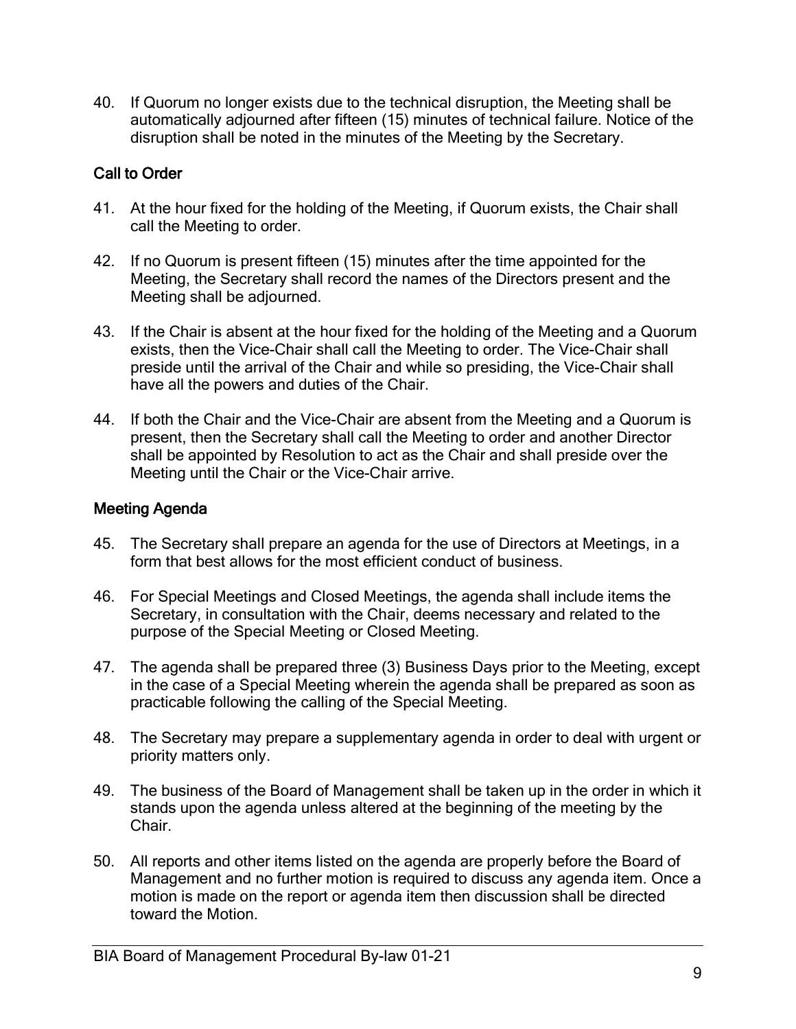40. If Quorum no longer exists due to the technical disruption, the Meeting shall be automatically adjourned after fifteen (15) minutes of technical failure. Notice of the disruption shall be noted in the minutes of the Meeting by the Secretary.

## Call to Order

41. At the hour fixed for the holding of the Meeting, if Quorum exists, the Chair shall call the Meeting to order.

42. If no Quorum is present fifteen (15) minutes after the time appointed for the Meeting, the Secretary shall record the names of the Directors present and the Meeting shall be adjourned.

43. If the Chair is absent at the hour fixed for the holding of the Meeting and a Quorum exists, then the Vice-Chair shall call the Meeting to order. The Vice-Chair shall preside until the arrival of the Chair and while so presiding, the Vice-Chair shall have all the powers and duties of the Chair.

44. If both the Chair and the Vice-Chair are absent from the Meeting and a Quorum is present, then the Secretary shall call the Meeting to order and another Director shall be appointed by Resolution to act as the Chair and shall preside over the Meeting until the Chair or the Vice-Chair arrive.

## Meeting Agenda

45. The Secretary shall prepare an agenda for the use of Directors at Meetings, in a form that best allows for the most efficient conduct of business.

46. For Special Meetings and Closed Meetings, the agenda shall include items the Secretary, in consultation with the Chair, deems necessary and related to the purpose of the Special Meeting or Closed Meeting.

47. The agenda shall be prepared three (3) Business Days prior to the Meeting, except in the case of a Special Meeting wherein the agenda shall be prepared as soon as practicable following the calling of the Special Meeting.

48. The Secretary may prepare a supplementary agenda in order to deal with urgent or priority matters only.

49. The business of the Board of Management shall be taken up in the order in which it stands upon the agenda unless altered at the beginning of the meeting by the Chair.

50. All reports and other items listed on the agenda are properly before the Board of Management and no further motion is required to discuss any agenda item. Once a motion is made on the report or agenda item then discussion shall be directed toward the Motion.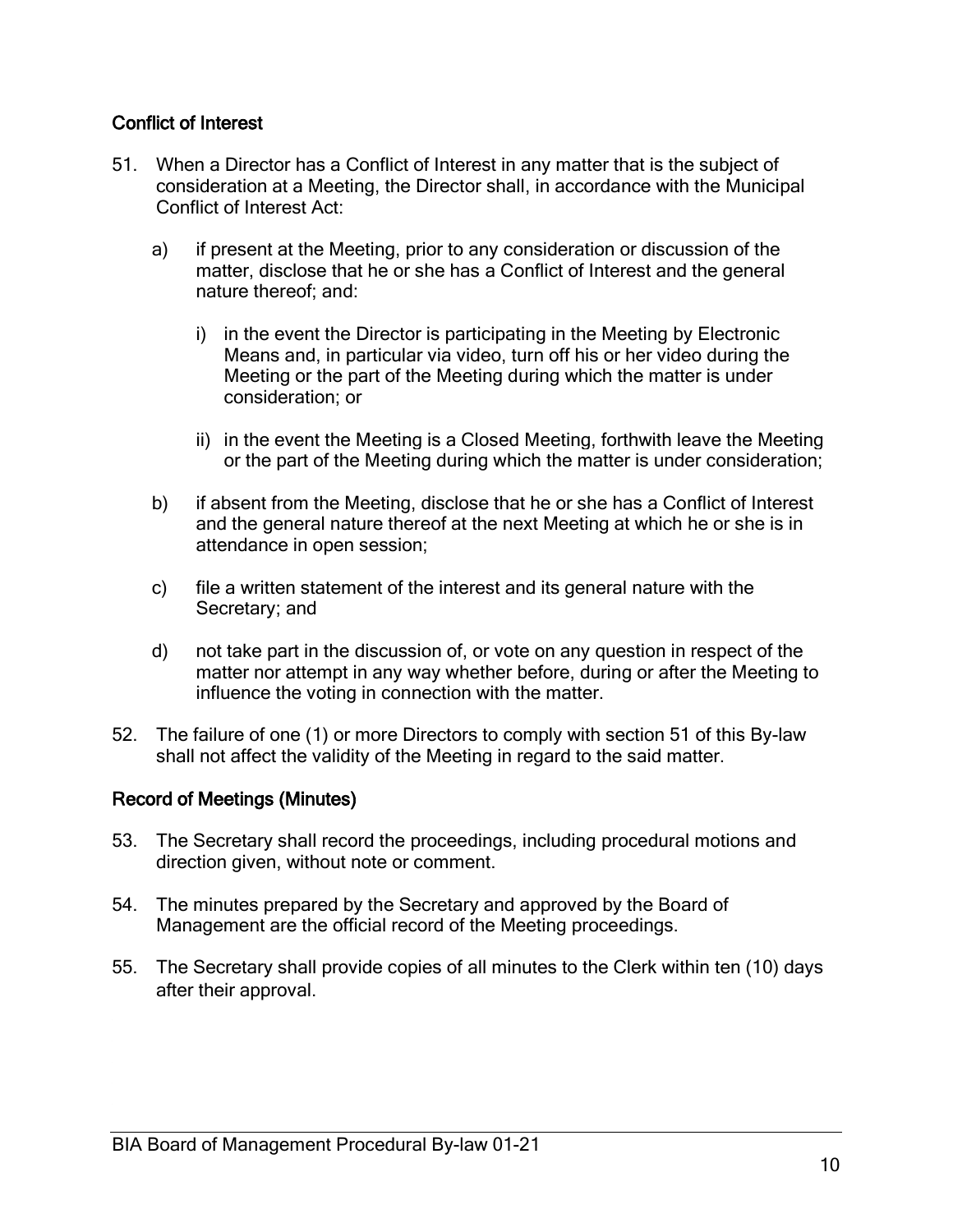## Conflict of Interest

51. When a Director has a Conflict of Interest in any matter that is the subject of consideration at a Meeting, the Director shall, in accordance with the Municipal Conflict of Interest Act:

    a) if present at the Meeting, prior to any consideration or discussion of the matter, disclose that he or she has a Conflict of Interest and the general nature thereof; and:

        i) in the event the Director is participating in the Meeting by Electronic Means and, in particular via video, turn off his or her video during the Meeting or the part of the Meeting during which the matter is under consideration; or

        ii) in the event the Meeting is a Closed Meeting, forthwith leave the Meeting or the part of the Meeting during which the matter is under consideration;

    b) if absent from the Meeting, disclose that he or she has a Conflict of Interest and the general nature thereof at the next Meeting at which he or she is in attendance in open session;

    c) file a written statement of the interest and its general nature with the Secretary; and

    d) not take part in the discussion of, or vote on any question in respect of the matter nor attempt in any way whether before, during or after the Meeting to influence the voting in connection with the matter.

52. The failure of one (1) or more Directors to comply with section 51 of this By-law shall not affect the validity of the Meeting in regard to the said matter.

## Record of Meetings (Minutes)

53. The Secretary shall record the proceedings, including procedural motions and direction given, without note or comment.

54. The minutes prepared by the Secretary and approved by the Board of Management are the official record of the Meeting proceedings.

55. The Secretary shall provide copies of all minutes to the Clerk within ten (10) days after their approval.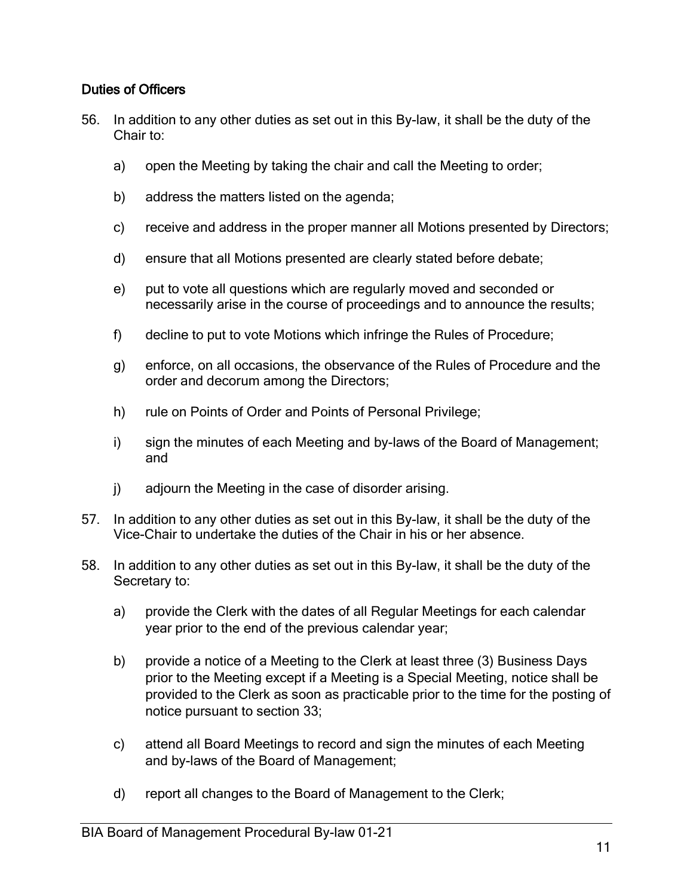## Duties of Officers

56. In addition to any other duties as set out in this By-law, it shall be the duty of the Chair to:

    a) open the Meeting by taking the chair and call the Meeting to order;

    b) address the matters listed on the agenda;

    c) receive and address in the proper manner all Motions presented by Directors;

    d) ensure that all Motions presented are clearly stated before debate;

    e) put to vote all questions which are regularly moved and seconded or necessarily arise in the course of proceedings and to announce the results;

    f) decline to put to vote Motions which infringe the Rules of Procedure;

    g) enforce, on all occasions, the observance of the Rules of Procedure and the order and decorum among the Directors;

    h) rule on Points of Order and Points of Personal Privilege;

    i) sign the minutes of each Meeting and by-laws of the Board of Management; and

    j) adjourn the Meeting in the case of disorder arising.

57. In addition to any other duties as set out in this By-law, it shall be the duty of the Vice-Chair to undertake the duties of the Chair in his or her absence.

58. In addition to any other duties as set out in this By-law, it shall be the duty of the Secretary to:

    a) provide the Clerk with the dates of all Regular Meetings for each calendar year prior to the end of the previous calendar year;

    b) provide a notice of a Meeting to the Clerk at least three (3) Business Days prior to the Meeting except if a Meeting is a Special Meeting, notice shall be provided to the Clerk as soon as practicable prior to the time for the posting of notice pursuant to section 33;

    c) attend all Board Meetings to record and sign the minutes of each Meeting and by-laws of the Board of Management;

    d) report all changes to the Board of Management to the Clerk;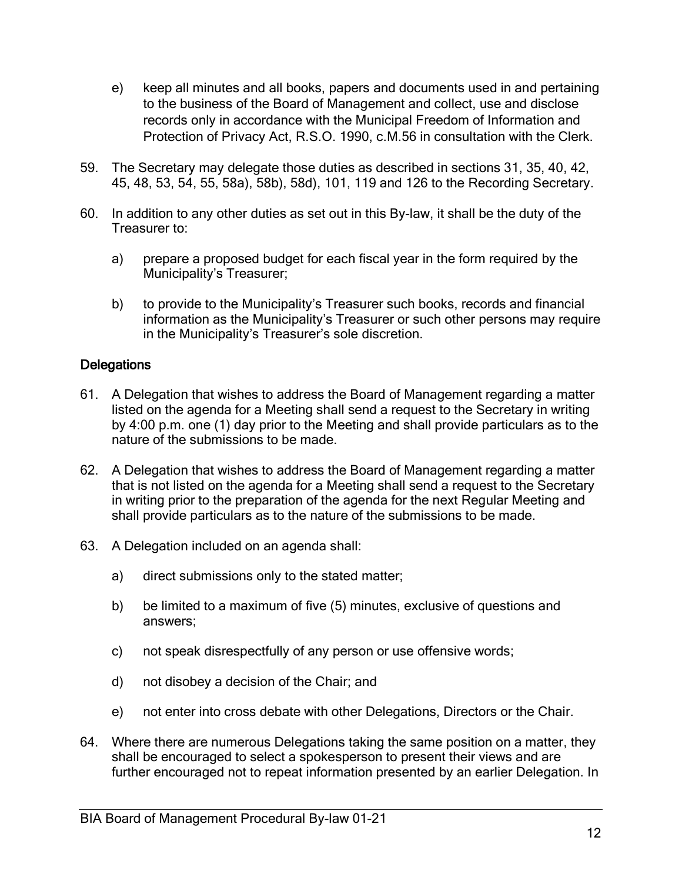e) keep all minutes and all books, papers and documents used in and pertaining to the business of the Board of Management and collect, use and disclose records only in accordance with the Municipal Freedom of Information and Protection of Privacy Act, R.S.O. 1990, c.M.56 in consultation with the Clerk.

59. The Secretary may delegate those duties as described in sections 31, 35, 40, 42, 45, 48, 53, 54, 55, 58a), 58b), 58d), 101, 119 and 126 to the Recording Secretary.

60. In addition to any other duties as set out in this By-law, it shall be the duty of the Treasurer to:

 a) prepare a proposed budget for each fiscal year in the form required by the Municipality's Treasurer;

 b) to provide to the Municipality's Treasurer such books, records and financial information as the Municipality's Treasurer or such other persons may require in the Municipality's Treasurer's sole discretion.

## Delegations

61. A Delegation that wishes to address the Board of Management regarding a matter listed on the agenda for a Meeting shall send a request to the Secretary in writing by 4:00 p.m. one (1) day prior to the Meeting and shall provide particulars as to the nature of the submissions to be made.

62. A Delegation that wishes to address the Board of Management regarding a matter that is not listed on the agenda for a Meeting shall send a request to the Secretary in writing prior to the preparation of the agenda for the next Regular Meeting and shall provide particulars as to the nature of the submissions to be made.

63. A Delegation included on an agenda shall:

 a) direct submissions only to the stated matter;

 b) be limited to a maximum of five (5) minutes, exclusive of questions and answers;

 c) not speak disrespectfully of any person or use offensive words;

 d) not disobey a decision of the Chair; and

 e) not enter into cross debate with other Delegations, Directors or the Chair.

64. Where there are numerous Delegations taking the same position on a matter, they shall be encouraged to select a spokesperson to present their views and are further encouraged not to repeat information presented by an earlier Delegation. In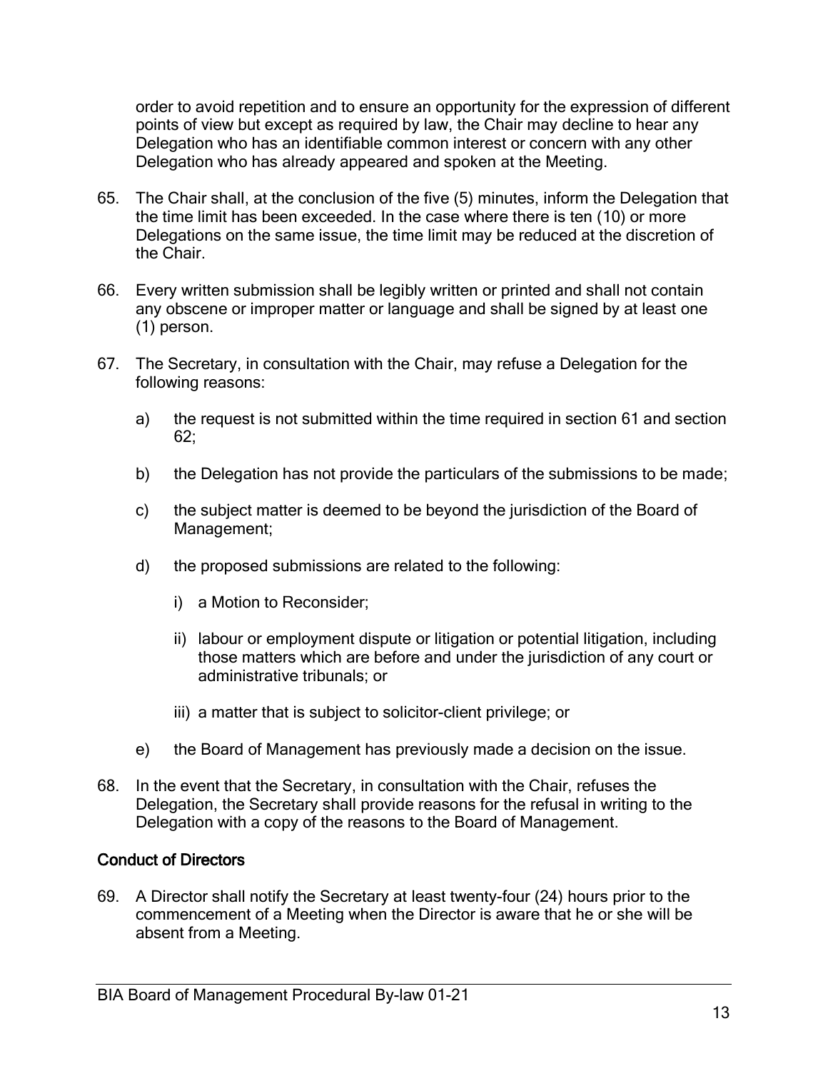order to avoid repetition and to ensure an opportunity for the expression of different points of view but except as required by law, the Chair may decline to hear any Delegation who has an identifiable common interest or concern with any other Delegation who has already appeared and spoken at the Meeting.

65. The Chair shall, at the conclusion of the five (5) minutes, inform the Delegation that the time limit has been exceeded. In the case where there is ten (10) or more Delegations on the same issue, the time limit may be reduced at the discretion of the Chair.

66. Every written submission shall be legibly written or printed and shall not contain any obscene or improper matter or language and shall be signed by at least one (1) person.

67. The Secretary, in consultation with the Chair, may refuse a Delegation for the following reasons:

    a) the request is not submitted within the time required in section 61 and section 62;

    b) the Delegation has not provide the particulars of the submissions to be made;

    c) the subject matter is deemed to be beyond the jurisdiction of the Board of Management;

    d) the proposed submissions are related to the following:

        i) a Motion to Reconsider;

        ii) labour or employment dispute or litigation or potential litigation, including those matters which are before and under the jurisdiction of any court or administrative tribunals; or

        iii) a matter that is subject to solicitor-client privilege; or

    e) the Board of Management has previously made a decision on the issue.

68. In the event that the Secretary, in consultation with the Chair, refuses the Delegation, the Secretary shall provide reasons for the refusal in writing to the Delegation with a copy of the reasons to the Board of Management.

## Conduct of Directors

69. A Director shall notify the Secretary at least twenty-four (24) hours prior to the commencement of a Meeting when the Director is aware that he or she will be absent from a Meeting.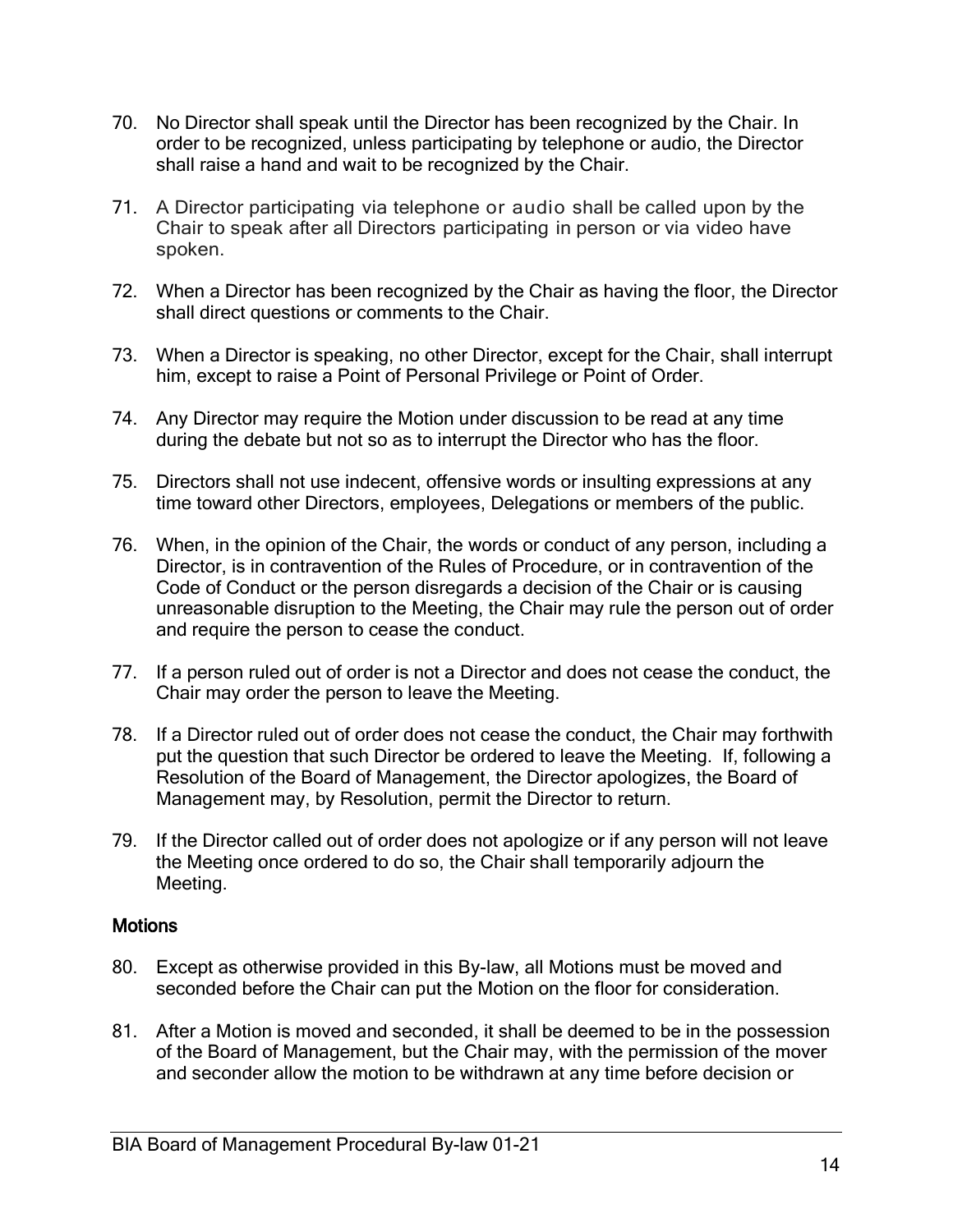70. No Director shall speak until the Director has been recognized by the Chair. In order to be recognized, unless participating by telephone or audio, the Director shall raise a hand and wait to be recognized by the Chair.

71. A Director participating via telephone or audio shall be called upon by the Chair to speak after all Directors participating in person or via video have spoken.

72. When a Director has been recognized by the Chair as having the floor, the Director shall direct questions or comments to the Chair.

73. When a Director is speaking, no other Director, except for the Chair, shall interrupt him, except to raise a Point of Personal Privilege or Point of Order.

74. Any Director may require the Motion under discussion to be read at any time during the debate but not so as to interrupt the Director who has the floor.

75. Directors shall not use indecent, offensive words or insulting expressions at any time toward other Directors, employees, Delegations or members of the public.

76. When, in the opinion of the Chair, the words or conduct of any person, including a Director, is in contravention of the Rules of Procedure, or in contravention of the Code of Conduct or the person disregards a decision of the Chair or is causing unreasonable disruption to the Meeting, the Chair may rule the person out of order and require the person to cease the conduct.

77. If a person ruled out of order is not a Director and does not cease the conduct, the Chair may order the person to leave the Meeting.

78. If a Director ruled out of order does not cease the conduct, the Chair may forthwith put the question that such Director be ordered to leave the Meeting. If, following a Resolution of the Board of Management, the Director apologizes, the Board of Management may, by Resolution, permit the Director to return.

79. If the Director called out of order does not apologize or if any person will not leave the Meeting once ordered to do so, the Chair shall temporarily adjourn the Meeting.

## Motions

80. Except as otherwise provided in this By-law, all Motions must be moved and seconded before the Chair can put the Motion on the floor for consideration.

81. After a Motion is moved and seconded, it shall be deemed to be in the possession of the Board of Management, but the Chair may, with the permission of the mover and seconder allow the motion to be withdrawn at any time before decision or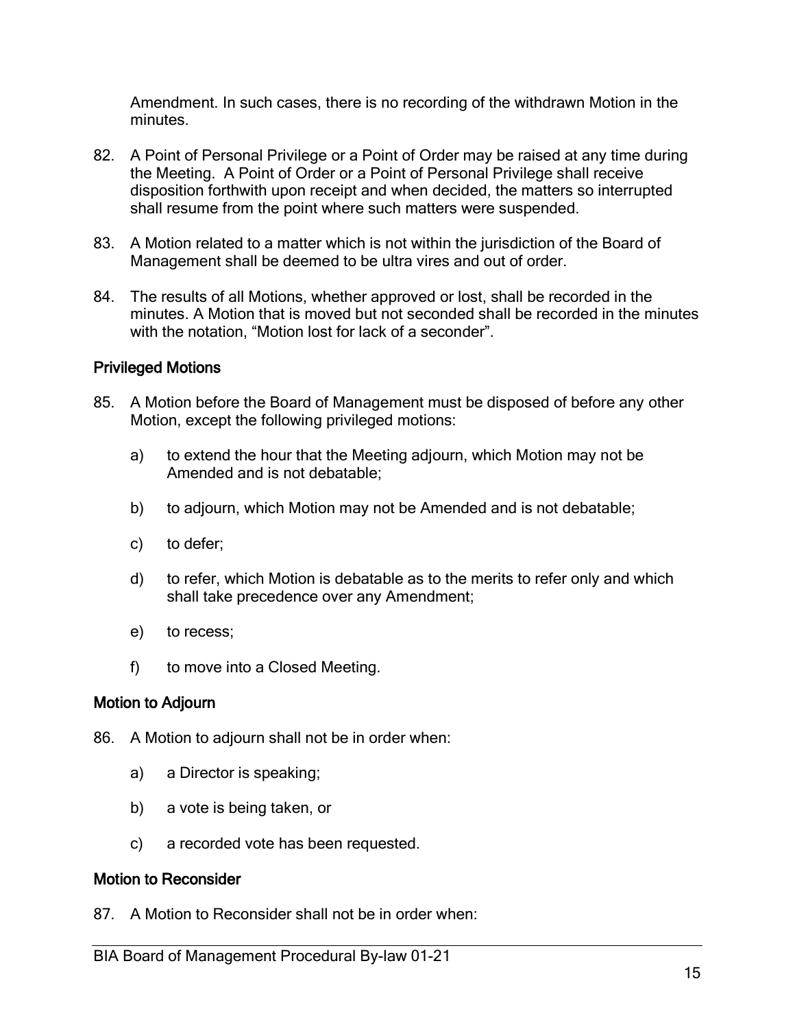Amendment. In such cases, there is no recording of the withdrawn Motion in the minutes.

82. A Point of Personal Privilege or a Point of Order may be raised at any time during the Meeting. A Point of Order or a Point of Personal Privilege shall receive disposition forthwith upon receipt and when decided, the matters so interrupted shall resume from the point where such matters were suspended.

83. A Motion related to a matter which is not within the jurisdiction of the Board of Management shall be deemed to be ultra vires and out of order.

84. The results of all Motions, whether approved or lost, shall be recorded in the minutes. A Motion that is moved but not seconded shall be recorded in the minutes with the notation, "Motion lost for lack of a seconder".

### Privileged Motions

85. A Motion before the Board of Management must be disposed of before any other Motion, except the following privileged motions:

    a) to extend the hour that the Meeting adjourn, which Motion may not be Amended and is not debatable;

    b) to adjourn, which Motion may not be Amended and is not debatable;

    c) to defer;

    d) to refer, which Motion is debatable as to the merits to refer only and which shall take precedence over any Amendment;

    e) to recess;

    f) to move into a Closed Meeting.

### Motion to Adjourn

86. A Motion to adjourn shall not be in order when:

    a) a Director is speaking;

    b) a vote is being taken, or

    c) a recorded vote has been requested.

### Motion to Reconsider

87. A Motion to Reconsider shall not be in order when: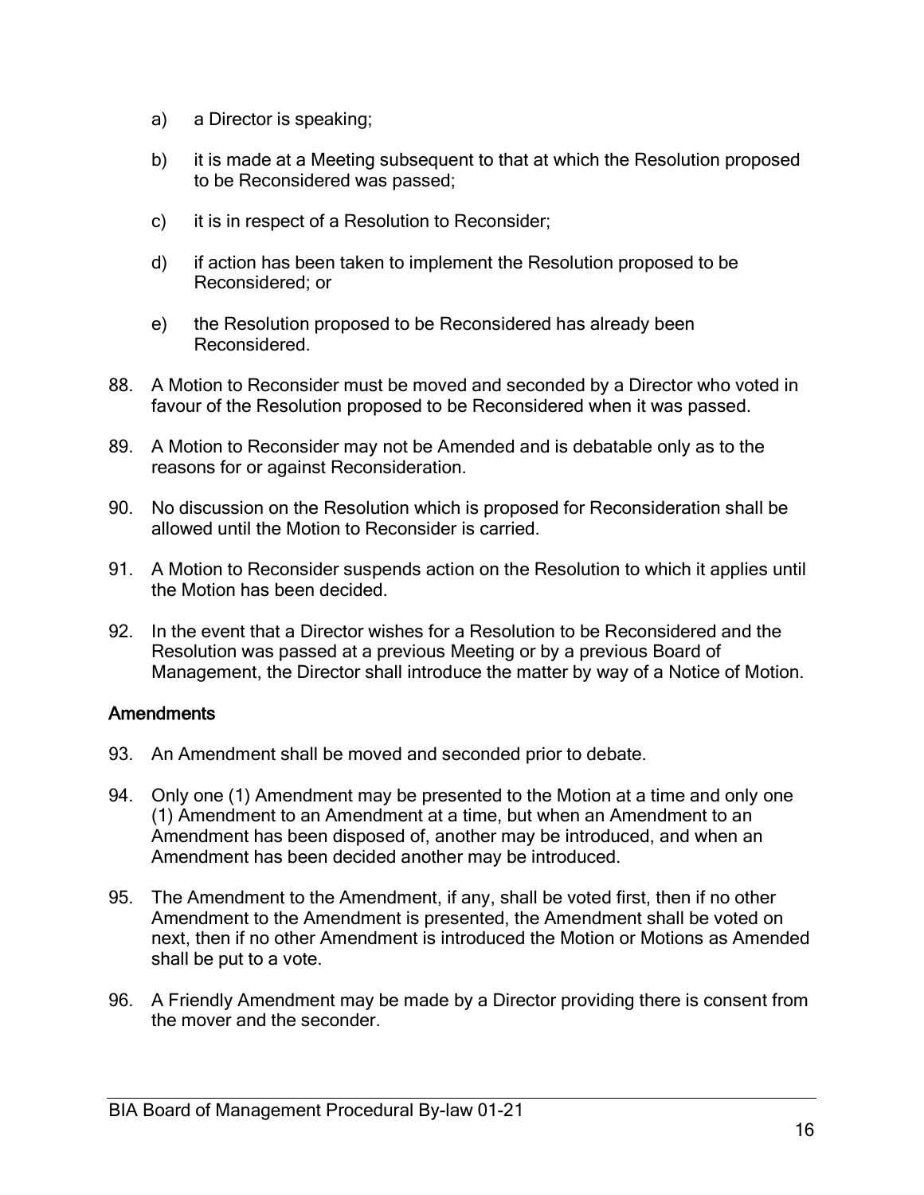a) a Director is speaking;

b) it is made at a Meeting subsequent to that at which the Resolution proposed to be Reconsidered was passed;

c) it is in respect of a Resolution to Reconsider;

d) if action has been taken to implement the Resolution proposed to be Reconsidered; or

e) the Resolution proposed to be Reconsidered has already been Reconsidered.

88. A Motion to Reconsider must be moved and seconded by a Director who voted in favour of the Resolution proposed to be Reconsidered when it was passed.

89. A Motion to Reconsider may not be Amended and is debatable only as to the reasons for or against Reconsideration.

90. No discussion on the Resolution which is proposed for Reconsideration shall be allowed until the Motion to Reconsider is carried.

91. A Motion to Reconsider suspends action on the Resolution to which it applies until the Motion has been decided.

92. In the event that a Director wishes for a Resolution to be Reconsidered and the Resolution was passed at a previous Meeting or by a previous Board of Management, the Director shall introduce the matter by way of a Notice of Motion.

### Amendments

93. An Amendment shall be moved and seconded prior to debate.

94. Only one (1) Amendment may be presented to the Motion at a time and only one (1) Amendment to an Amendment at a time, but when an Amendment to an Amendment has been disposed of, another may be introduced, and when an Amendment has been decided another may be introduced.

95. The Amendment to the Amendment, if any, shall be voted first, then if no other Amendment to the Amendment is presented, the Amendment shall be voted on next, then if no other Amendment is introduced the Motion or Motions as Amended shall be put to a vote.

96. A Friendly Amendment may be made by a Director providing there is consent from the mover and the seconder.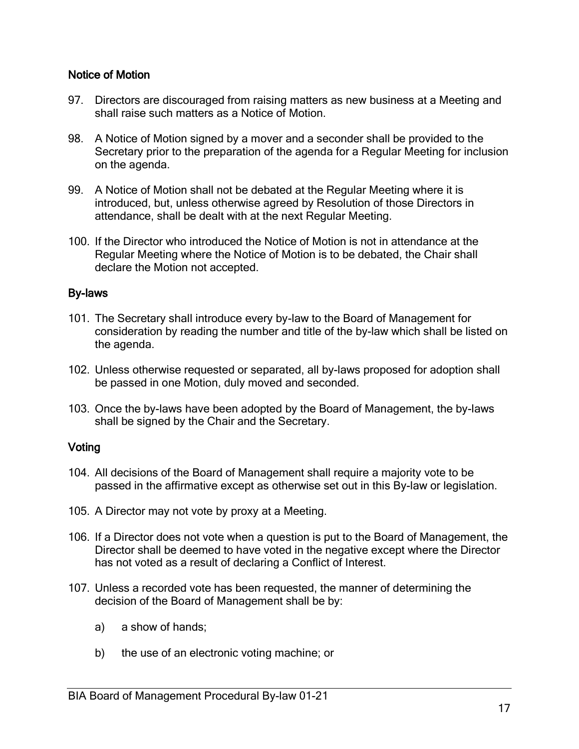### Notice of Motion

97. Directors are discouraged from raising matters as new business at a Meeting and shall raise such matters as a Notice of Motion.

98. A Notice of Motion signed by a mover and a seconder shall be provided to the Secretary prior to the preparation of the agenda for a Regular Meeting for inclusion on the agenda.

99. A Notice of Motion shall not be debated at the Regular Meeting where it is introduced, but, unless otherwise agreed by Resolution of those Directors in attendance, shall be dealt with at the next Regular Meeting.

100. If the Director who introduced the Notice of Motion is not in attendance at the Regular Meeting where the Notice of Motion is to be debated, the Chair shall declare the Motion not accepted.

### By-laws

101. The Secretary shall introduce every by-law to the Board of Management for consideration by reading the number and title of the by-law which shall be listed on the agenda.

102. Unless otherwise requested or separated, all by-laws proposed for adoption shall be passed in one Motion, duly moved and seconded.

103. Once the by-laws have been adopted by the Board of Management, the by-laws shall be signed by the Chair and the Secretary.

### Voting

104. All decisions of the Board of Management shall require a majority vote to be passed in the affirmative except as otherwise set out in this By-law or legislation.

105. A Director may not vote by proxy at a Meeting.

106. If a Director does not vote when a question is put to the Board of Management, the Director shall be deemed to have voted in the negative except where the Director has not voted as a result of declaring a Conflict of Interest.

107. Unless a recorded vote has been requested, the manner of determining the decision of the Board of Management shall be by:

    a) a show of hands;

    b) the use of an electronic voting machine; or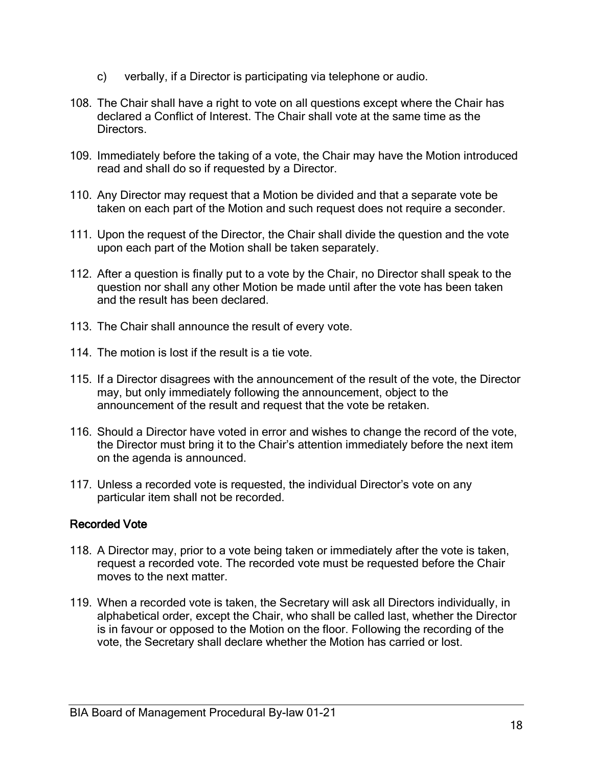c) verbally, if a Director is participating via telephone or audio.

108. The Chair shall have a right to vote on all questions except where the Chair has declared a Conflict of Interest. The Chair shall vote at the same time as the Directors.

109. Immediately before the taking of a vote, the Chair may have the Motion introduced read and shall do so if requested by a Director.

110. Any Director may request that a Motion be divided and that a separate vote be taken on each part of the Motion and such request does not require a seconder.

111. Upon the request of the Director, the Chair shall divide the question and the vote upon each part of the Motion shall be taken separately.

112. After a question is finally put to a vote by the Chair, no Director shall speak to the question nor shall any other Motion be made until after the vote has been taken and the result has been declared.

113. The Chair shall announce the result of every vote.

114. The motion is lost if the result is a tie vote.

115. If a Director disagrees with the announcement of the result of the vote, the Director may, but only immediately following the announcement, object to the announcement of the result and request that the vote be retaken.

116. Should a Director have voted in error and wishes to change the record of the vote, the Director must bring it to the Chair's attention immediately before the next item on the agenda is announced.

117. Unless a recorded vote is requested, the individual Director's vote on any particular item shall not be recorded.

### Recorded Vote

118. A Director may, prior to a vote being taken or immediately after the vote is taken, request a recorded vote. The recorded vote must be requested before the Chair moves to the next matter.

119. When a recorded vote is taken, the Secretary will ask all Directors individually, in alphabetical order, except the Chair, who shall be called last, whether the Director is in favour or opposed to the Motion on the floor. Following the recording of the vote, the Secretary shall declare whether the Motion has carried or lost.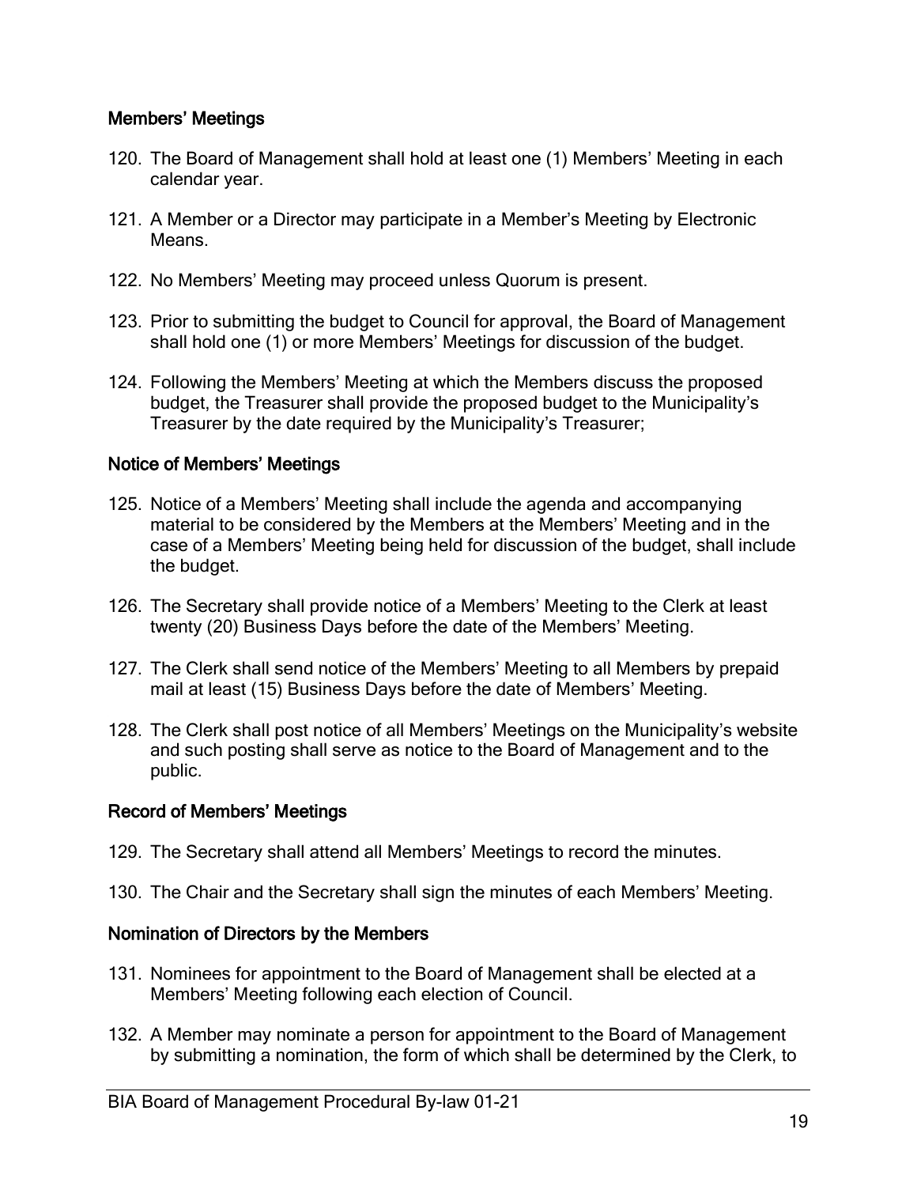## Members' Meetings

120. The Board of Management shall hold at least one (1) Members' Meeting in each calendar year.

121. A Member or a Director may participate in a Member's Meeting by Electronic Means.

122. No Members' Meeting may proceed unless Quorum is present.

123. Prior to submitting the budget to Council for approval, the Board of Management shall hold one (1) or more Members' Meetings for discussion of the budget.

124. Following the Members' Meeting at which the Members discuss the proposed budget, the Treasurer shall provide the proposed budget to the Municipality's Treasurer by the date required by the Municipality's Treasurer;

## Notice of Members' Meetings

125. Notice of a Members' Meeting shall include the agenda and accompanying material to be considered by the Members at the Members' Meeting and in the case of a Members' Meeting being held for discussion of the budget, shall include the budget.

126. The Secretary shall provide notice of a Members' Meeting to the Clerk at least twenty (20) Business Days before the date of the Members' Meeting.

127. The Clerk shall send notice of the Members' Meeting to all Members by prepaid mail at least (15) Business Days before the date of Members' Meeting.

128. The Clerk shall post notice of all Members' Meetings on the Municipality's website and such posting shall serve as notice to the Board of Management and to the public.

## Record of Members' Meetings

129. The Secretary shall attend all Members' Meetings to record the minutes.

130. The Chair and the Secretary shall sign the minutes of each Members' Meeting.

## Nomination of Directors by the Members

131. Nominees for appointment to the Board of Management shall be elected at a Members' Meeting following each election of Council.

132. A Member may nominate a person for appointment to the Board of Management by submitting a nomination, the form of which shall be determined by the Clerk, to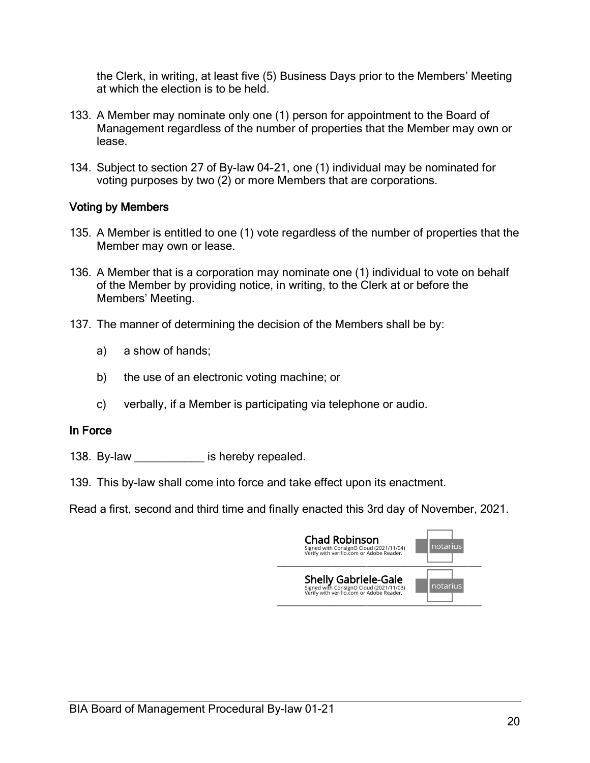the Clerk, in writing, at least five (5) Business Days prior to the Members' Meeting at which the election is to be held.

133. A Member may nominate only one (1) person for appointment to the Board of Management regardless of the number of properties that the Member may own or lease.

134. Subject to section 27 of By-law 04-21, one (1) individual may be nominated for voting purposes by two (2) or more Members that are corporations.

### Voting by Members

135. A Member is entitled to one (1) vote regardless of the number of properties that the Member may own or lease.

136. A Member that is a corporation may nominate one (1) individual to vote on behalf of the Member by providing notice, in writing, to the Clerk at or before the Members' Meeting.

137. The manner of determining the decision of the Members shall be by:

    a) a show of hands;

    b) the use of an electronic voting machine; or

    c) verbally, if a Member is participating via telephone or audio.

### In Force

138. By-law ____________ is hereby repealed.

139. This by-law shall come into force and take effect upon its enactment.

Read a first, second and third time and finally enacted this 3rd day of November, 2021.

Chad Robinson
Signed with ConsignO Cloud (2021/11/04)
Verify with verifio.com or Adobe Reader.
notarius

Shelly Gabriele-Gale
Signed with ConsignO Cloud (2021/11/03)
Verify with verifio.com or Adobe Reader.
notarius